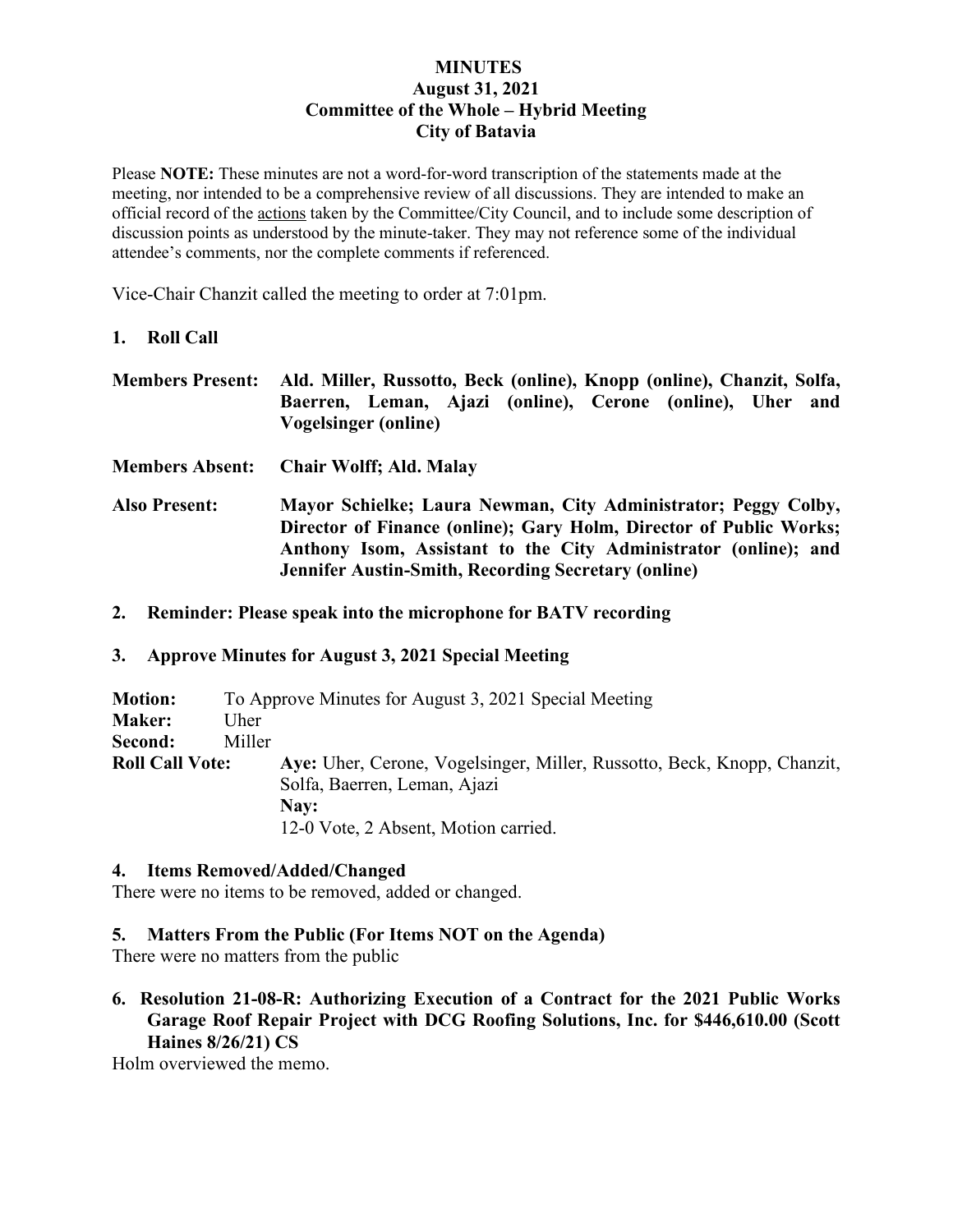**MINUTES**
**August 31, 2021**
**Committee of the Whole – Hybrid Meeting**
**City of Batavia**

Please **NOTE:** These minutes are not a word-for-word transcription of the statements made at the meeting, nor intended to be a comprehensive review of all discussions. They are intended to make an official record of the actions taken by the Committee/City Council, and to include some description of discussion points as understood by the minute-taker. They may not reference some of the individual attendee's comments, nor the complete comments if referenced.

Vice-Chair Chanzit called the meeting to order at 7:01pm.

## 1. Roll Call

**Members Present:** **Ald. Miller, Russotto, Beck (online), Knopp (online), Chanzit, Solfa, Baerren, Leman, Ajazi (online), Cerone (online), Uher and Vogelsinger (online)**

**Members Absent:** **Chair Wolff; Ald. Malay**

**Also Present:** **Mayor Schielke; Laura Newman, City Administrator; Peggy Colby, Director of Finance (online); Gary Holm, Director of Public Works; Anthony Isom, Assistant to the City Administrator (online); and Jennifer Austin-Smith, Recording Secretary (online)**

## 2. Reminder: Please speak into the microphone for BATV recording

## 3. Approve Minutes for August 3, 2021 Special Meeting

**Motion:** To Approve Minutes for August 3, 2021 Special Meeting
**Maker:** Uher
**Second:** Miller
**Roll Call Vote:** **Aye:** Uher, Cerone, Vogelsinger, Miller, Russotto, Beck, Knopp, Chanzit, Solfa, Baerren, Leman, Ajazi
**Nay:**
12-0 Vote, 2 Absent, Motion carried.

## 4. Items Removed/Added/Changed

There were no items to be removed, added or changed.

## 5. Matters From the Public (For Items NOT on the Agenda)

There were no matters from the public

## 6. Resolution 21-08-R: Authorizing Execution of a Contract for the 2021 Public Works Garage Roof Repair Project with DCG Roofing Solutions, Inc. for $446,610.00 (Scott Haines 8/26/21) CS

Holm overviewed the memo.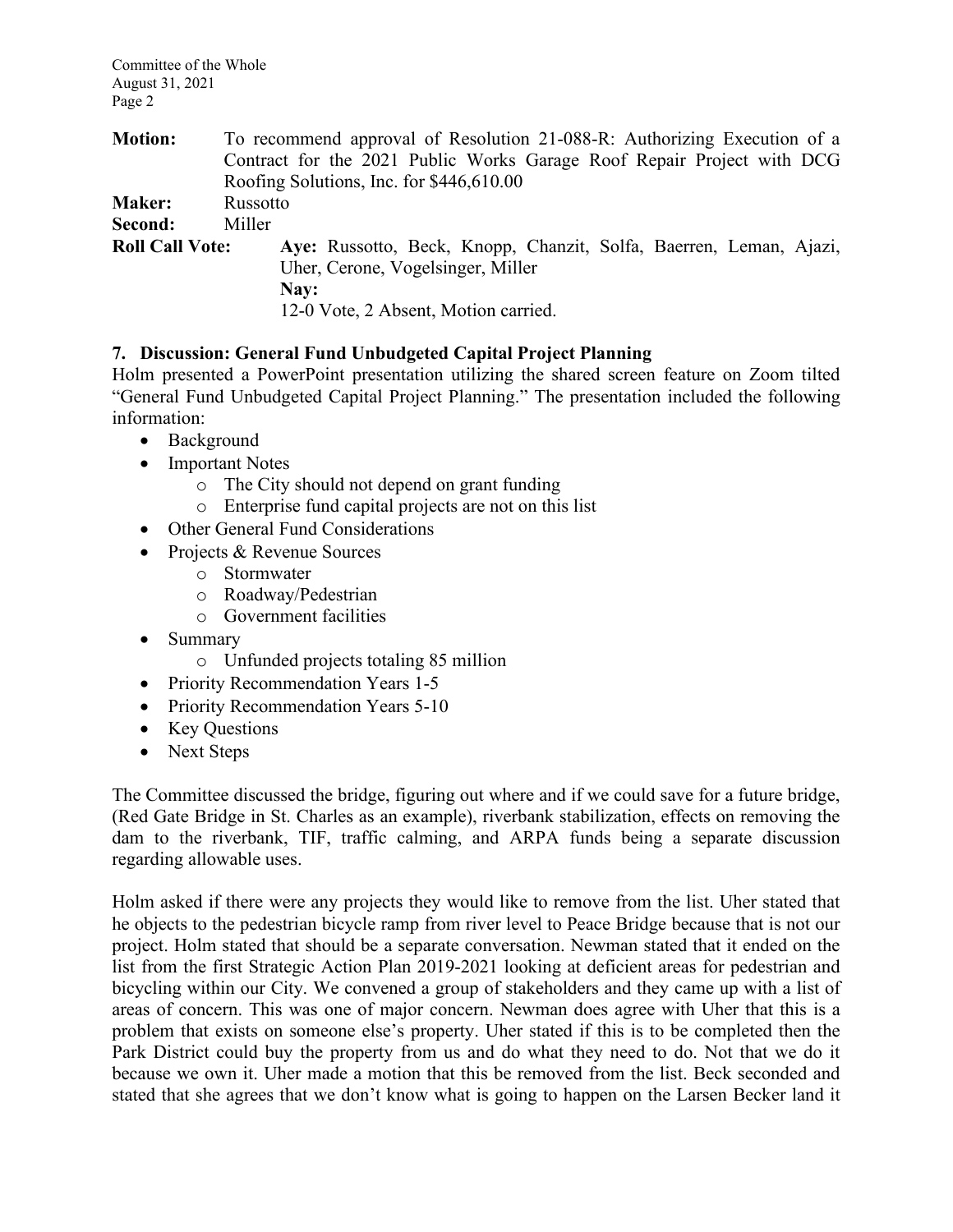**Motion:** To recommend approval of Resolution 21-088-R: Authorizing Execution of a Contract for the 2021 Public Works Garage Roof Repair Project with DCG Roofing Solutions, Inc. for $446,610.00

**Maker:** Russotto

**Second:** Miller

**Roll Call Vote:** **Aye:** Russotto, Beck, Knopp, Chanzit, Solfa, Baerren, Leman, Ajazi, Uher, Cerone, Vogelsinger, Miller

**Nay:**

12-0 Vote, 2 Absent, Motion carried.

## 7. Discussion: General Fund Unbudgeted Capital Project Planning

Holm presented a PowerPoint presentation utilizing the shared screen feature on Zoom tilted "General Fund Unbudgeted Capital Project Planning." The presentation included the following information:

- Background
- Important Notes
  - The City should not depend on grant funding
  - Enterprise fund capital projects are not on this list
- Other General Fund Considerations
- Projects & Revenue Sources
  - Stormwater
  - Roadway/Pedestrian
  - Government facilities
- Summary
  - Unfunded projects totaling 85 million
- Priority Recommendation Years 1-5
- Priority Recommendation Years 5-10
- Key Questions
- Next Steps

The Committee discussed the bridge, figuring out where and if we could save for a future bridge, (Red Gate Bridge in St. Charles as an example), riverbank stabilization, effects on removing the dam to the riverbank, TIF, traffic calming, and ARPA funds being a separate discussion regarding allowable uses.

Holm asked if there were any projects they would like to remove from the list. Uher stated that he objects to the pedestrian bicycle ramp from river level to Peace Bridge because that is not our project. Holm stated that should be a separate conversation. Newman stated that it ended on the list from the first Strategic Action Plan 2019-2021 looking at deficient areas for pedestrian and bicycling within our City. We convened a group of stakeholders and they came up with a list of areas of concern. This was one of major concern. Newman does agree with Uher that this is a problem that exists on someone else's property. Uher stated if this is to be completed then the Park District could buy the property from us and do what they need to do. Not that we do it because we own it. Uher made a motion that this be removed from the list. Beck seconded and stated that she agrees that we don't know what is going to happen on the Larsen Becker land it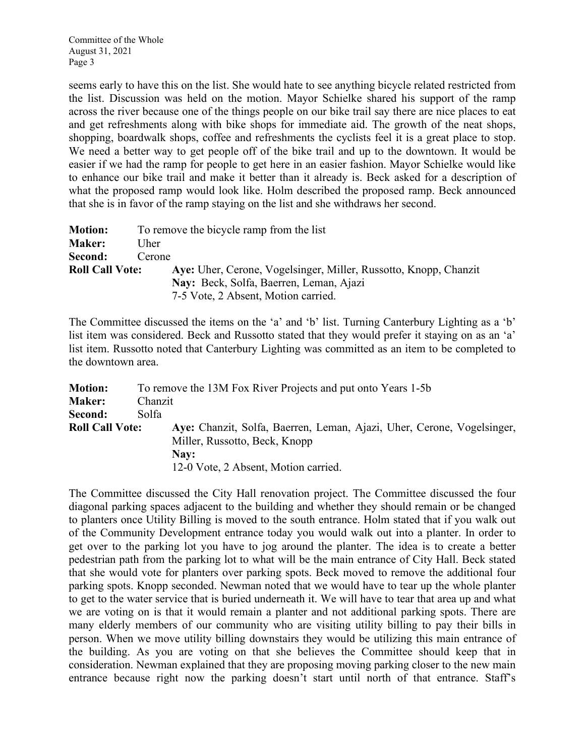seems early to have this on the list. She would hate to see anything bicycle related restricted from the list. Discussion was held on the motion. Mayor Schielke shared his support of the ramp across the river because one of the things people on our bike trail say there are nice places to eat and get refreshments along with bike shops for immediate aid. The growth of the neat shops, shopping, boardwalk shops, coffee and refreshments the cyclists feel it is a great place to stop. We need a better way to get people off of the bike trail and up to the downtown. It would be easier if we had the ramp for people to get here in an easier fashion. Mayor Schielke would like to enhance our bike trail and make it better than it already is. Beck asked for a description of what the proposed ramp would look like. Holm described the proposed ramp. Beck announced that she is in favor of the ramp staying on the list and she withdraws her second.

**Motion:** To remove the bicycle ramp from the list
**Maker:** Uher
**Second:** Cerone
**Roll Call Vote:** **Aye:** Uher, Cerone, Vogelsinger, Miller, Russotto, Knopp, Chanzit
**Nay:** Beck, Solfa, Baerren, Leman, Ajazi
7-5 Vote, 2 Absent, Motion carried.

The Committee discussed the items on the 'a' and 'b' list. Turning Canterbury Lighting as a 'b' list item was considered. Beck and Russotto stated that they would prefer it staying on as an 'a' list item. Russotto noted that Canterbury Lighting was committed as an item to be completed to the downtown area.

**Motion:** To remove the 13M Fox River Projects and put onto Years 1-5b
**Maker:** Chanzit
**Second:** Solfa
**Roll Call Vote:** **Aye:** Chanzit, Solfa, Baerren, Leman, Ajazi, Uher, Cerone, Vogelsinger, Miller, Russotto, Beck, Knopp
**Nay:**
12-0 Vote, 2 Absent, Motion carried.

The Committee discussed the City Hall renovation project. The Committee discussed the four diagonal parking spaces adjacent to the building and whether they should remain or be changed to planters once Utility Billing is moved to the south entrance. Holm stated that if you walk out of the Community Development entrance today you would walk out into a planter. In order to get over to the parking lot you have to jog around the planter. The idea is to create a better pedestrian path from the parking lot to what will be the main entrance of City Hall. Beck stated that she would vote for planters over parking spots. Beck moved to remove the additional four parking spots. Knopp seconded. Newman noted that we would have to tear up the whole planter to get to the water service that is buried underneath it. We will have to tear that area up and what we are voting on is that it would remain a planter and not additional parking spots. There are many elderly members of our community who are visiting utility billing to pay their bills in person. When we move utility billing downstairs they would be utilizing this main entrance of the building. As you are voting on that she believes the Committee should keep that in consideration. Newman explained that they are proposing moving parking closer to the new main entrance because right now the parking doesn't start until north of that entrance. Staff's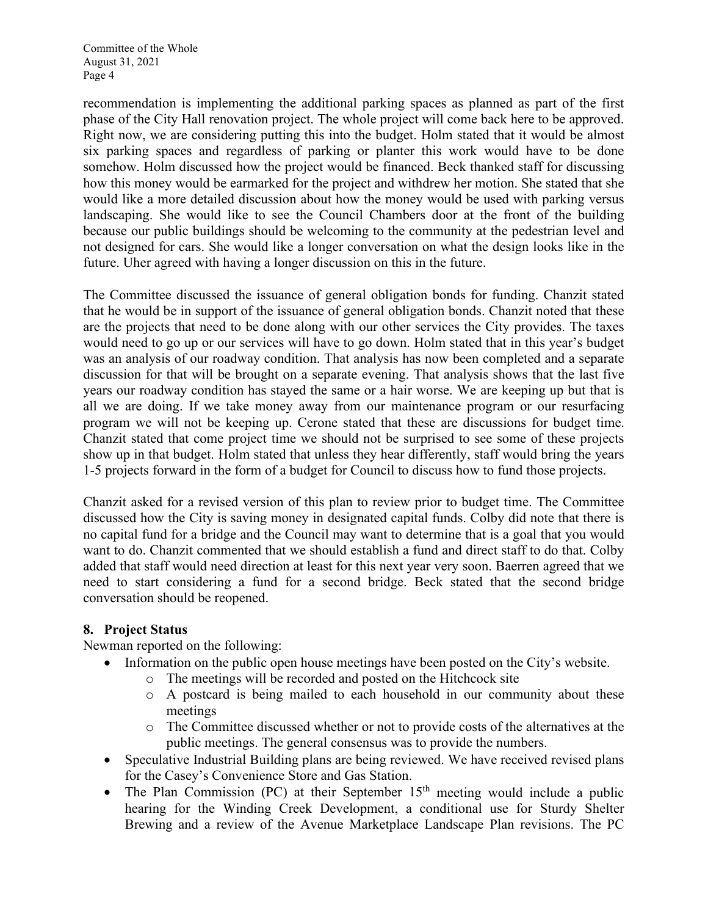recommendation is implementing the additional parking spaces as planned as part of the first phase of the City Hall renovation project. The whole project will come back here to be approved. Right now, we are considering putting this into the budget. Holm stated that it would be almost six parking spaces and regardless of parking or planter this work would have to be done somehow. Holm discussed how the project would be financed. Beck thanked staff for discussing how this money would be earmarked for the project and withdrew her motion. She stated that she would like a more detailed discussion about how the money would be used with parking versus landscaping. She would like to see the Council Chambers door at the front of the building because our public buildings should be welcoming to the community at the pedestrian level and not designed for cars. She would like a longer conversation on what the design looks like in the future. Uher agreed with having a longer discussion on this in the future.

The Committee discussed the issuance of general obligation bonds for funding. Chanzit stated that he would be in support of the issuance of general obligation bonds. Chanzit noted that these are the projects that need to be done along with our other services the City provides. The taxes would need to go up or our services will have to go down. Holm stated that in this year's budget was an analysis of our roadway condition. That analysis has now been completed and a separate discussion for that will be brought on a separate evening. That analysis shows that the last five years our roadway condition has stayed the same or a hair worse. We are keeping up but that is all we are doing. If we take money away from our maintenance program or our resurfacing program we will not be keeping up. Cerone stated that these are discussions for budget time. Chanzit stated that come project time we should not be surprised to see some of these projects show up in that budget. Holm stated that unless they hear differently, staff would bring the years 1-5 projects forward in the form of a budget for Council to discuss how to fund those projects.

Chanzit asked for a revised version of this plan to review prior to budget time. The Committee discussed how the City is saving money in designated capital funds. Colby did note that there is no capital fund for a bridge and the Council may want to determine that is a goal that you would want to do. Chanzit commented that we should establish a fund and direct staff to do that. Colby added that staff would need direction at least for this next year very soon. Baerren agreed that we need to start considering a fund for a second bridge. Beck stated that the second bridge conversation should be reopened.

## 8. Project Status

Newman reported on the following:

- Information on the public open house meetings have been posted on the City's website.
  - The meetings will be recorded and posted on the Hitchcock site
  - A postcard is being mailed to each household in our community about these meetings
  - The Committee discussed whether or not to provide costs of the alternatives at the public meetings. The general consensus was to provide the numbers.
- Speculative Industrial Building plans are being reviewed. We have received revised plans for the Casey's Convenience Store and Gas Station.
- The Plan Commission (PC) at their September 15th meeting would include a public hearing for the Winding Creek Development, a conditional use for Sturdy Shelter Brewing and a review of the Avenue Marketplace Landscape Plan revisions. The PC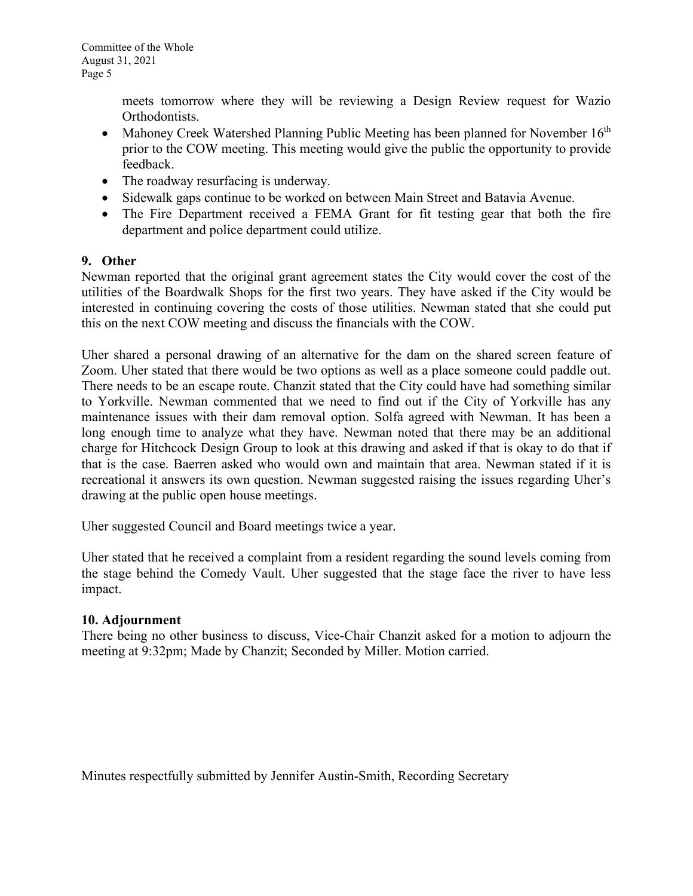meets tomorrow where they will be reviewing a Design Review request for Wazio Orthodontists.

- Mahoney Creek Watershed Planning Public Meeting has been planned for November 16th prior to the COW meeting. This meeting would give the public the opportunity to provide feedback.
- The roadway resurfacing is underway.
- Sidewalk gaps continue to be worked on between Main Street and Batavia Avenue.
- The Fire Department received a FEMA Grant for fit testing gear that both the fire department and police department could utilize.

**9. Other**

Newman reported that the original grant agreement states the City would cover the cost of the utilities of the Boardwalk Shops for the first two years. They have asked if the City would be interested in continuing covering the costs of those utilities. Newman stated that she could put this on the next COW meeting and discuss the financials with the COW.

Uher shared a personal drawing of an alternative for the dam on the shared screen feature of Zoom. Uher stated that there would be two options as well as a place someone could paddle out. There needs to be an escape route. Chanzit stated that the City could have had something similar to Yorkville. Newman commented that we need to find out if the City of Yorkville has any maintenance issues with their dam removal option. Solfa agreed with Newman. It has been a long enough time to analyze what they have. Newman noted that there may be an additional charge for Hitchcock Design Group to look at this drawing and asked if that is okay to do that if that is the case. Baerren asked who would own and maintain that area. Newman stated if it is recreational it answers its own question. Newman suggested raising the issues regarding Uher's drawing at the public open house meetings.

Uher suggested Council and Board meetings twice a year.

Uher stated that he received a complaint from a resident regarding the sound levels coming from the stage behind the Comedy Vault. Uher suggested that the stage face the river to have less impact.

**10. Adjournment**

There being no other business to discuss, Vice-Chair Chanzit asked for a motion to adjourn the meeting at 9:32pm; Made by Chanzit; Seconded by Miller. Motion carried.

Minutes respectfully submitted by Jennifer Austin-Smith, Recording Secretary